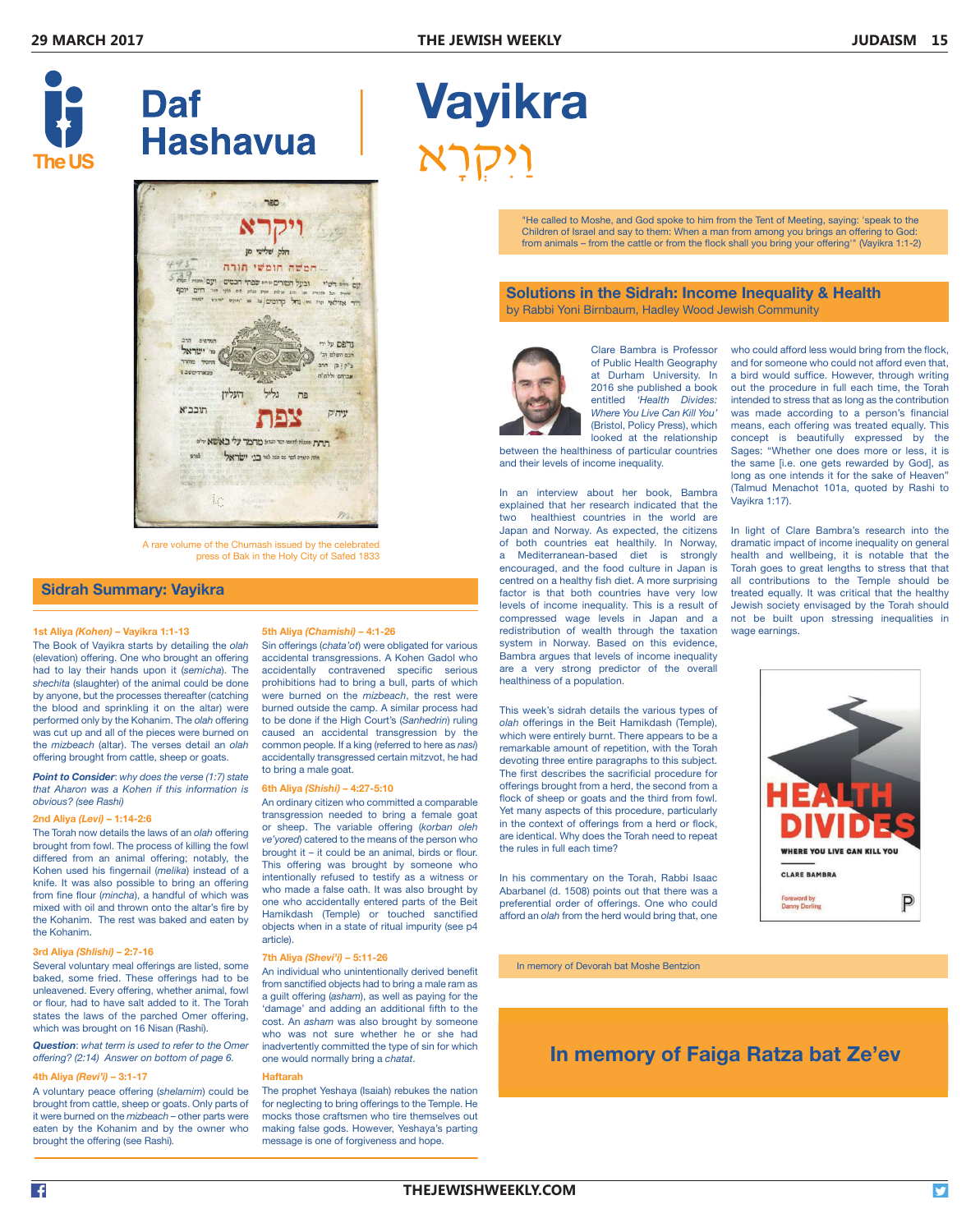# Daf Hashavua

# Vayikra

# וַיִּקְרָא

"He called to Moshe, and God spoke to him from the Tent of Meeting, saying: 'speak to the Children of Israel and say to them: When a man from among you brings an offering to God: from animals – from the cattle or from the flock shall you bring your offering'" (Vayikra 1:1-2)

A rare volume of the Chumash issued by the celebrated press of Bak in the Holy City of Safed 1833

## Sidrah Summary: Vayikra

**1st Aliya *(Kohen)* – Vayikra 1:1-13**

The Book of Vayikra starts by detailing the *olah* (elevation) offering. One who brought an offering had to lay their hands upon it (*semicha*). The *shechita* (slaughter) of the animal could be done by anyone, but the processes thereafter (catching the blood and sprinkling it on the altar) were performed only by the Kohanim. The *olah* offering was cut up and all of the pieces were burned on the *mizbeach* (altar). The verses detail an *olah* offering brought from cattle, sheep or goats.

***Point to Consider***: *why does the verse (1:7) state that Aharon was a Kohen if this information is obvious? (see Rashi)*

**2nd Aliya *(Levi)* – 1:14-2:6**

The Torah now details the laws of an *olah* offering brought from fowl. The process of killing the fowl differed from an animal offering; notably, the Kohen used his fingernail (*melika*) instead of a knife. It was also possible to bring an offering from fine flour (*mincha*), a handful of which was mixed with oil and thrown onto the altar's fire by the Kohanim. The rest was baked and eaten by the Kohanim.

**3rd Aliya *(Shlishi)* – 2:7-16**

Several voluntary meal offerings are listed, some baked, some fried. These offerings had to be unleavened. Every offering, whether animal, fowl or flour, had to have salt added to it. The Torah states the laws of the parched Omer offering, which was brought on 16 Nisan (Rashi).

***Question***: *what term is used to refer to the Omer offering? (2:14) Answer on bottom of page 6.*

**4th Aliya *(Revi'i)* – 3:1-17**

A voluntary peace offering (*shelamim*) could be brought from cattle, sheep or goats. Only parts of it were burned on the *mizbeach* – other parts were eaten by the Kohanim and by the owner who brought the offering (see Rashi).

**5th Aliya *(Chamishi)* – 4:1-26**

Sin offerings (*chata'ot*) were obligated for various accidental transgressions. A Kohen Gadol who accidentally contravened specific serious prohibitions had to bring a bull, parts of which were burned on the *mizbeach*, the rest were burned outside the camp. A similar process had to be done if the High Court's (*Sanhedrin*) ruling caused an accidental transgression by the common people. If a king (referred to here as *nasi*) accidentally transgressed certain mitzvot, he had to bring a male goat.

**6th Aliya *(Shishi)* – 4:27-5:10**

An ordinary citizen who committed a comparable transgression needed to bring a female goat or sheep. The variable offering (*korban oleh ve'yored*) catered to the means of the person who brought it – it could be an animal, birds or flour. This offering was brought by someone who intentionally refused to testify as a witness or who made a false oath. It was also brought by one who accidentally entered parts of the Beit Hamikdash (Temple) or touched sanctified objects when in a state of ritual impurity (see p4 article).

**7th Aliya *(Shevi'i)* – 5:11-26**

An individual who unintentionally derived benefit from sanctified objects had to bring a male ram as a guilt offering (*asham*), as well as paying for the 'damage' and adding an additional fifth to the cost. An *asham* was also brought by someone who was not sure whether he or she had inadvertently committed the type of sin for which one would normally bring a *chatat*.

**Haftarah**

The prophet Yeshaya (Isaiah) rebukes the nation for neglecting to bring offerings to the Temple. He mocks those craftsmen who tire themselves out making false gods. However, Yeshaya's parting message is one of forgiveness and hope.

## Solutions in the Sidrah: Income Inequality & Health

by Rabbi Yoni Birnbaum, Hadley Wood Jewish Community

Clare Bambra is Professor of Public Health Geography at Durham University. In 2016 she published a book entitled *'Health Divides: Where You Live Can Kill You'* (Bristol, Policy Press), which looked at the relationship between the healthiness of particular countries and their levels of income inequality.

In an interview about her book, Bambra explained that her research indicated that the two healthiest countries in the world are Japan and Norway. As expected, the citizens of both countries eat healthily. In Norway, a Mediterranean-based diet is strongly encouraged, and the food culture in Japan is centred on a healthy fish diet. A more surprising factor is that both countries have very low levels of income inequality. This is a result of compressed wage levels in Japan and a redistribution of wealth through the taxation system in Norway. Based on this evidence, Bambra argues that levels of income inequality are a very strong predictor of the overall healthiness of a population.

This week's sidrah details the various types of *olah* offerings in the Beit Hamikdash (Temple), which were entirely burnt. There appears to be a remarkable amount of repetition, with the Torah devoting three entire paragraphs to this subject. The first describes the sacrificial procedure for offerings brought from a herd, the second from a flock of sheep or goats and the third from fowl. Yet many aspects of this procedure, particularly in the context of offerings from a herd or flock, are identical. Why does the Torah need to repeat the rules in full each time?

In his commentary on the Torah, Rabbi Isaac Abarbanel (d. 1508) points out that there was a preferential order of offerings. One who could afford an *olah* from the herd would bring that, one who could afford less would bring from the flock, and for someone who could not afford even that, a bird would suffice. However, through writing out the procedure in full each time, the Torah intended to stress that as long as the contribution was made according to a person's financial means, each offering was treated equally. This concept is beautifully expressed by the Sages: "Whether one does more or less, it is the same [i.e. one gets rewarded by God], as long as one intends it for the sake of Heaven" (Talmud Menachot 101a, quoted by Rashi to Vayikra 1:17).

In light of Clare Bambra's research into the dramatic impact of income inequality on general health and wellbeing, it is notable that the Torah goes to great lengths to stress that that all contributions to the Temple should be treated equally. It was critical that the healthy Jewish society envisaged by the Torah should not be built upon stressing inequalities in wage earnings.

HEALTH DIVIDES
WHERE YOU LIVE CAN KILL YOU
CLARE BAMBRA
Foreword by Danny Dorling

In memory of Devorah bat Moshe Bentzion

**In memory of Faiga Ratza bat Ze'ev**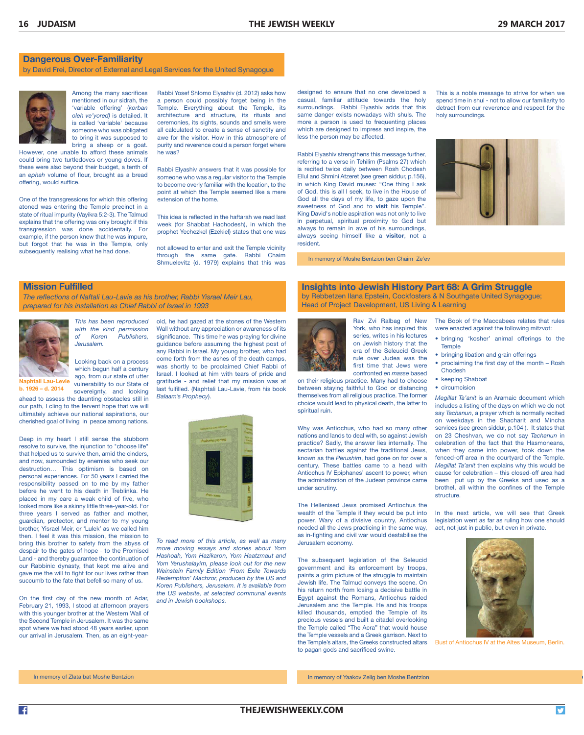## Dangerous Over-Familiarity

by David Frei, Director of External and Legal Services for the United Synagogue

Among the many sacrifices mentioned in our sidrah, the 'variable offering' (*korban oleh ve'yored*) is detailed. It is called 'variable' because someone who was obligated to bring it was supposed to bring a sheep or a goat. However, one unable to afford these animals could bring two turtledoves or young doves. If these were also beyond their budget, a tenth of an *ephah* volume of flour, brought as a bread offering, would suffice.

One of the transgressions for which this offering atoned was entering the Temple precinct in a state of ritual impurity (Vayikra 5:2-3). The Talmud explains that the offering was only brought if this transgression was done accidentally. For example, if the person knew that he was impure, but forgot that he was in the Temple, only subsequently realising what he had done.

Rabbi Yosef Shlomo Elyashiv (d. 2012) asks how a person could possibly forget being in the Temple. Everything about the Temple, its architecture and structure, its rituals and ceremonies, its sights, sounds and smells were all calculated to create a sense of sanctity and awe for the visitor. How in this atmosphere of purity and reverence could a person forget where he was?

Rabbi Elyashiv answers that it was possible for someone who was a regular visitor to the Temple to become overly familiar with the location, to the point at which the Temple seemed like a mere extension of the home.

This idea is reflected in the haftarah we read last week (for Shabbat Hachodesh), in which the prophet Yechezkel (Ezekiel) states that one was not allowed to enter and exit the Temple vicinity through the same gate. Rabbi Chaim Shmuelevitz (d. 1979) explains that this was designed to ensure that no one developed a casual, familiar attitude towards the holy surroundings. Rabbi Elyashiv adds that this same danger exists nowadays with shuls. The more a person is used to frequenting places which are designed to impress and inspire, the less the person may be affected.

Rabbi Elyashiv strengthens this message further, referring to a verse in Tehilim (Psalms 27) which is recited twice daily between Rosh Chodesh Ellul and Shmini Atzeret (see green siddur, p.156), in which King David muses: "One thing I ask of God, this is all I seek, to live in the House of God all the days of my life, to gaze upon the sweetness of God and to **visit** his Temple". King David's noble aspiration was not only to live in perpetual, spiritual proximity to God but always to remain in awe of his surroundings, always seeing himself like a **visitor**, not a resident.

This is a noble message to strive for when we spend time in shul - not to allow our familiarity to detract from our reverence and respect for the holy surroundings.

In memory of Moshe Bentzion ben Chaim Ze'ev

## Mission Fulfilled

*The reflections of Naftali Lau-Lavie as his brother, Rabbi Yisrael Meir Lau, prepared for his installation as Chief Rabbi of Israel in 1993*

Naftali Lau-Levie b. 1926 – d. 2014

*This has been reproduced with the kind permission of Koren Publishers, Jerusalem.*

Looking back on a process which begun half a century ago, from our state of utter vulnerability to our State of sovereignty, and looking ahead to assess the daunting obstacles still in our path, I cling to the fervent hope that we will ultimately achieve our national aspirations, our cherished goal of living in peace among nations.

Deep in my heart I still sense the stubborn resolve to survive, the injunction to "choose life" that helped us to survive then, amid the cinders, and now, surrounded by enemies who seek our destruction… This optimism is based on personal experiences. For 50 years I carried the responsibility passed on to me by my father before he went to his death in Treblinka. He placed in my care a weak child of five, who looked more like a skinny little three-year-old. For three years I served as father and mother, guardian, protector, and mentor to my young brother, Yisrael Meir, or 'Lulek' as we called him then. I feel it was this mission, the mission to bring this brother to safety from the abyss of despair to the gates of hope - to the Promised Land - and thereby guarantee the continuation of our Rabbinic dynasty, that kept me alive and gave me the will to fight for our lives rather than succumb to the fate that befell so many of us.

On the first day of the new month of Adar, February 21, 1993, I stood at afternoon prayers with this younger brother at the Western Wall of the Second Temple in Jerusalem. It was the same spot where we had stood 48 years earlier, upon our arrival in Jerusalem. Then, as an eight-year-old, he had gazed at the stones of the Western Wall without any appreciation or awareness of its significance. This time he was praying for divine guidance before assuming the highest post of any Rabbi in Israel. My young brother, who had come forth from the ashes of the death camps, was shortly to be proclaimed Chief Rabbi of Israel. I looked at him with tears of pride and gratitude - and relief that my mission was at last fulfilled. (Naphtali Lau-Lavie, from his book *Balaam's Prophecy*).

*To read more of this article, as well as many more moving essays and stories about Yom Hashoah, Yom Hazikaron, Yom Haatzmaut and Yom Yerushalayim, please look out for the new Weinstein Family Edition 'From Exile Towards Redemption' Machzor, produced by the US and Koren Publishers, Jerusalem. It is available from the US website, at selected communal events and in Jewish bookshops.*

In memory of Zlata bat Moshe Bentzion

## Insights into Jewish History Part 68: A Grim Struggle

by Rebbetzen Ilana Epstein, Cockfosters & N Southgate United Synagogue; Head of Project Development, US Living & Learning

Rav Zvi Ralbag of New York, who has inspired this series, writes in his lectures on Jewish history that the era of the Seleucid Greek rule over Judea was the first time that Jews were confronted *en masse* based on their religious practice. Many had to choose between staying faithful to God or distancing themselves from all religious practice. The former choice would lead to physical death, the latter to spiritual ruin.

Why was Antiochus, who had so many other nations and lands to deal with, so against Jewish practice? Sadly, the answer lies internally. The sectarian battles against the traditional Jews, known as the *Perushim*, had gone on for over a century. These battles came to a head with Antiochus IV Epiphanes' ascent to power, when the administration of the Judean province came under scrutiny.

The Hellenised Jews promised Antiochus the wealth of the Temple if they would be put into power. Wary of a divisive country, Antiochus needed all the Jews practicing in the same way, as in-fighting and civil war would destabilise the Jerusalem economy.

The subsequent legislation of the Seleucid government and its enforcement by troops, paints a grim picture of the struggle to maintain Jewish life. The Talmud conveys the scene. On his return north from losing a decisive battle in Egypt against the Romans, Antiochus raided Jerusalem and the Temple. He and his troops killed thousands, emptied the Temple of its precious vessels and built a citadel overlooking the Temple called "The Acra" that would house the Temple vessels and a Greek garrison. Next to the Temple's altars, the Greeks constructed altars to pagan gods and sacrificed swine.

The Book of the Maccabees relates that rules were enacted against the following mitzvot:

- bringing 'kosher' animal offerings to the Temple
- bringing libation and grain offerings
- proclaiming the first day of the month – Rosh Chodesh
- keeping Shabbat
- circumcision

*Megillat Ta'anit* is an Aramaic document which includes a listing of the days on which we do not say *Tachanun*, a prayer which is normally recited on weekdays in the Shacharit and Mincha services (see green siddur, p.104 ). It states that on 23 Cheshvan, we do not say *Tachanun* in celebration of the fact that the Hasmoneans, when they came into power, took down the fenced-off area in the courtyard of the Temple. *Megillat Ta'anit* then explains why this would be cause for celebration – this closed-off area had been put up by the Greeks and used as a brothel, all within the confines of the Temple structure.

In the next article, we will see that Greek legislation went as far as ruling how one should act, not just in public, but even in private.

Bust of Antiochus IV at the Altes Museum, Berlin.

In memory of Yaakov Zelig ben Moshe Bentzion